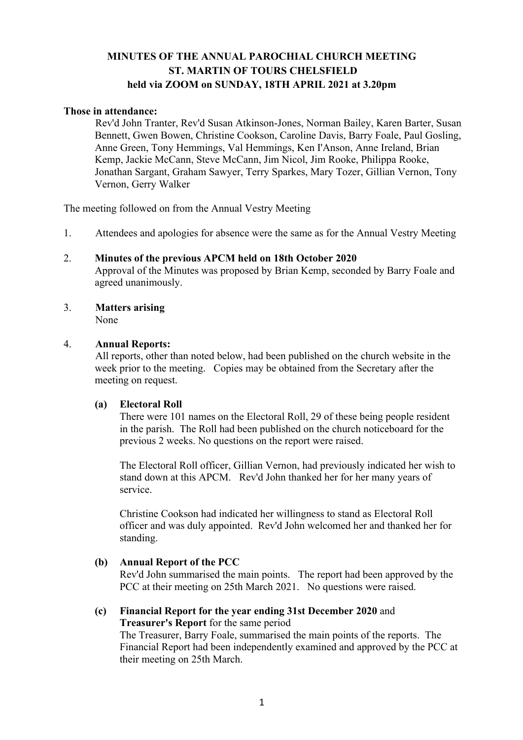**MINUTES OF THE ANNUAL PAROCHIAL CHURCH MEETING**
**ST. MARTIN OF TOURS CHELSFIELD**
**held via ZOOM on SUNDAY, 18TH APRIL 2021 at 3.20pm**

**Those in attendance:**

Rev'd John Tranter, Rev'd Susan Atkinson-Jones, Norman Bailey, Karen Barter, Susan Bennett, Gwen Bowen, Christine Cookson, Caroline Davis, Barry Foale, Paul Gosling, Anne Green, Tony Hemmings, Val Hemmings, Ken I'Anson, Anne Ireland, Brian Kemp, Jackie McCann, Steve McCann, Jim Nicol, Jim Rooke, Philippa Rooke, Jonathan Sargant, Graham Sawyer, Terry Sparkes, Mary Tozer, Gillian Vernon, Tony Vernon, Gerry Walker

The meeting followed on from the Annual Vestry Meeting

1. Attendees and apologies for absence were the same as for the Annual Vestry Meeting

2. **Minutes of the previous APCM held on 18th October 2020**
   Approval of the Minutes was proposed by Brian Kemp, seconded by Barry Foale and agreed unanimously.

3. **Matters arising**
   None

4. **Annual Reports:**
   All reports, other than noted below, had been published on the church website in the week prior to the meeting. Copies may be obtained from the Secretary after the meeting on request.

   **(a) Electoral Roll**
   There were 101 names on the Electoral Roll, 29 of these being people resident in the parish. The Roll had been published on the church noticeboard for the previous 2 weeks. No questions on the report were raised.

   The Electoral Roll officer, Gillian Vernon, had previously indicated her wish to stand down at this APCM. Rev'd John thanked her for her many years of service.

   Christine Cookson had indicated her willingness to stand as Electoral Roll officer and was duly appointed. Rev'd John welcomed her and thanked her for standing.

   **(b) Annual Report of the PCC**
   Rev'd John summarised the main points. The report had been approved by the PCC at their meeting on 25th March 2021. No questions were raised.

   **(c) Financial Report for the year ending 31st December 2020** and **Treasurer's Report** for the same period
   The Treasurer, Barry Foale, summarised the main points of the reports. The Financial Report had been independently examined and approved by the PCC at their meeting on 25th March.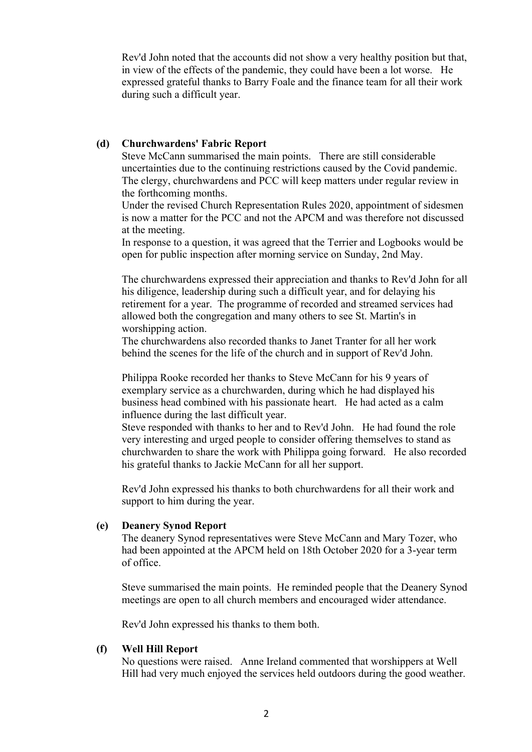Rev'd John noted that the accounts did not show a very healthy position but that, in view of the effects of the pandemic, they could have been a lot worse. He expressed grateful thanks to Barry Foale and the finance team for all their work during such a difficult year.

**(d) Churchwardens' Fabric Report**

Steve McCann summarised the main points. There are still considerable uncertainties due to the continuing restrictions caused by the Covid pandemic. The clergy, churchwardens and PCC will keep matters under regular review in the forthcoming months.

Under the revised Church Representation Rules 2020, appointment of sidesmen is now a matter for the PCC and not the APCM and was therefore not discussed at the meeting.

In response to a question, it was agreed that the Terrier and Logbooks would be open for public inspection after morning service on Sunday, 2nd May.

The churchwardens expressed their appreciation and thanks to Rev'd John for all his diligence, leadership during such a difficult year, and for delaying his retirement for a year. The programme of recorded and streamed services had allowed both the congregation and many others to see St. Martin's in worshipping action.

The churchwardens also recorded thanks to Janet Tranter for all her work behind the scenes for the life of the church and in support of Rev'd John.

Philippa Rooke recorded her thanks to Steve McCann for his 9 years of exemplary service as a churchwarden, during which he had displayed his business head combined with his passionate heart. He had acted as a calm influence during the last difficult year.

Steve responded with thanks to her and to Rev'd John. He had found the role very interesting and urged people to consider offering themselves to stand as churchwarden to share the work with Philippa going forward. He also recorded his grateful thanks to Jackie McCann for all her support.

Rev'd John expressed his thanks to both churchwardens for all their work and support to him during the year.

**(e) Deanery Synod Report**

The deanery Synod representatives were Steve McCann and Mary Tozer, who had been appointed at the APCM held on 18th October 2020 for a 3-year term of office.

Steve summarised the main points. He reminded people that the Deanery Synod meetings are open to all church members and encouraged wider attendance.

Rev'd John expressed his thanks to them both.

**(f) Well Hill Report**

No questions were raised. Anne Ireland commented that worshippers at Well Hill had very much enjoyed the services held outdoors during the good weather.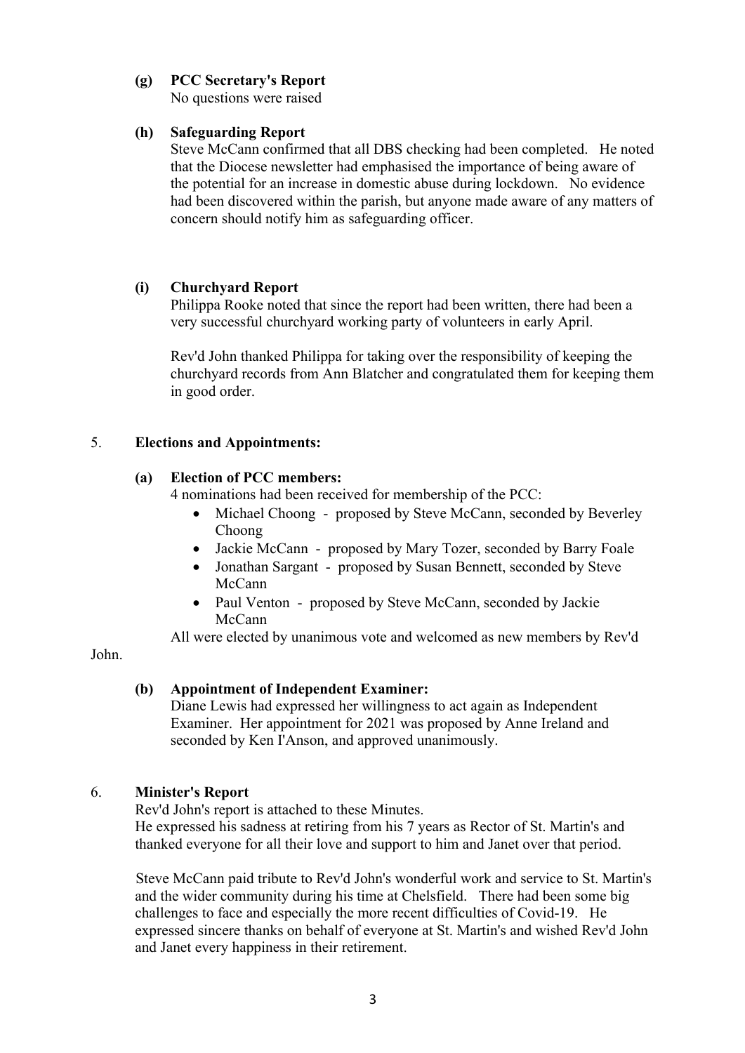**(g) PCC Secretary's Report**

No questions were raised

**(h) Safeguarding Report**

Steve McCann confirmed that all DBS checking had been completed. He noted that the Diocese newsletter had emphasised the importance of being aware of the potential for an increase in domestic abuse during lockdown. No evidence had been discovered within the parish, but anyone made aware of any matters of concern should notify him as safeguarding officer.

**(i) Churchyard Report**

Philippa Rooke noted that since the report had been written, there had been a very successful churchyard working party of volunteers in early April.

Rev'd John thanked Philippa for taking over the responsibility of keeping the churchyard records from Ann Blatcher and congratulated them for keeping them in good order.

5. **Elections and Appointments:**

**(a) Election of PCC members:**

4 nominations had been received for membership of the PCC:

- Michael Choong - proposed by Steve McCann, seconded by Beverley Choong
- Jackie McCann - proposed by Mary Tozer, seconded by Barry Foale
- Jonathan Sargant - proposed by Susan Bennett, seconded by Steve McCann
- Paul Venton - proposed by Steve McCann, seconded by Jackie McCann

All were elected by unanimous vote and welcomed as new members by Rev'd John.

**(b) Appointment of Independent Examiner:**

Diane Lewis had expressed her willingness to act again as Independent Examiner. Her appointment for 2021 was proposed by Anne Ireland and seconded by Ken I'Anson, and approved unanimously.

6. **Minister's Report**

Rev'd John's report is attached to these Minutes.
He expressed his sadness at retiring from his 7 years as Rector of St. Martin's and thanked everyone for all their love and support to him and Janet over that period.

Steve McCann paid tribute to Rev'd John's wonderful work and service to St. Martin's and the wider community during his time at Chelsfield. There had been some big challenges to face and especially the more recent difficulties of Covid-19. He expressed sincere thanks on behalf of everyone at St. Martin's and wished Rev'd John and Janet every happiness in their retirement.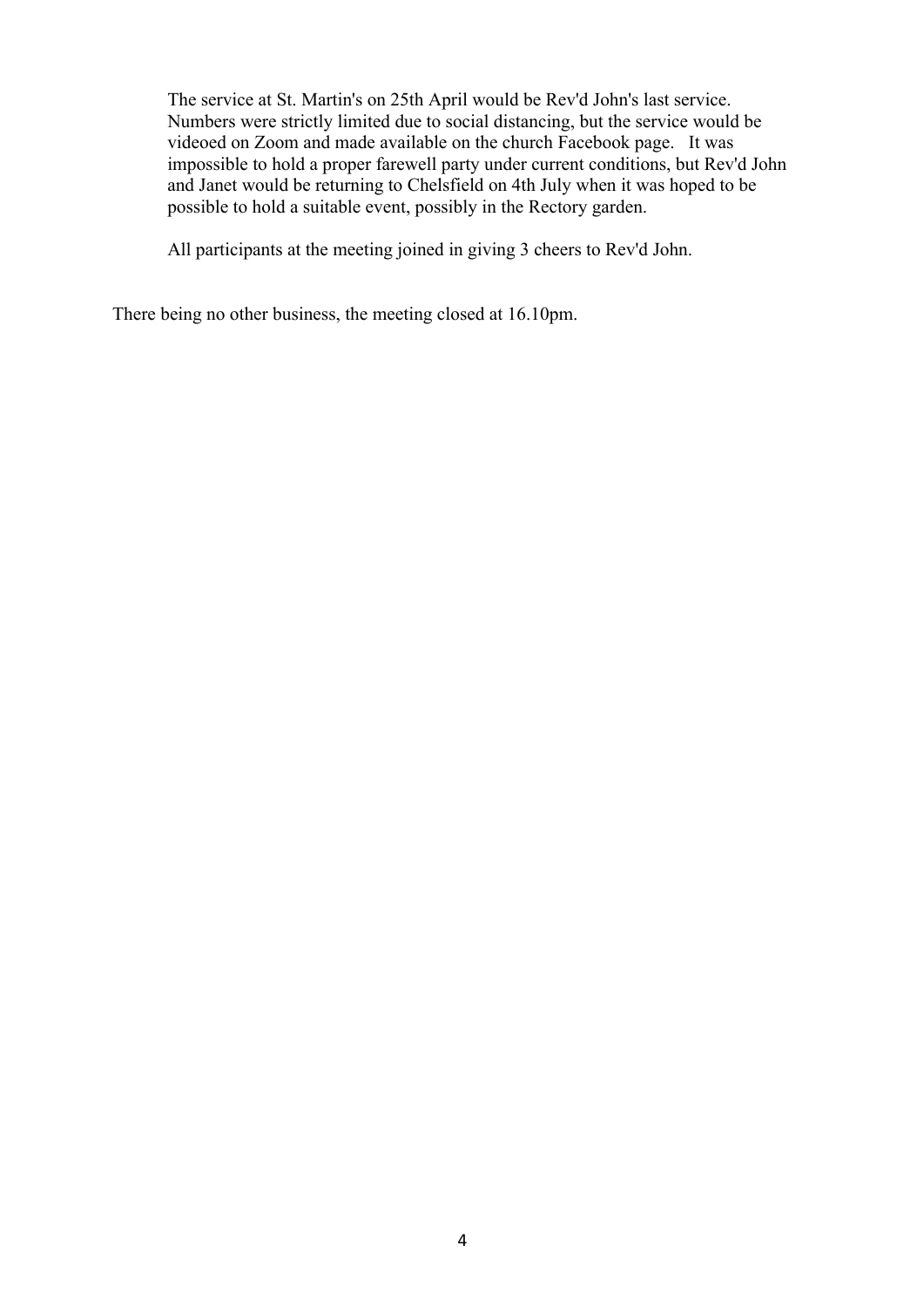The service at St. Martin's on 25th April would be Rev'd John's last service. Numbers were strictly limited due to social distancing, but the service would be videoed on Zoom and made available on the church Facebook page. It was impossible to hold a proper farewell party under current conditions, but Rev'd John and Janet would be returning to Chelsfield on 4th July when it was hoped to be possible to hold a suitable event, possibly in the Rectory garden.

All participants at the meeting joined in giving 3 cheers to Rev'd John.

There being no other business, the meeting closed at 16.10pm.